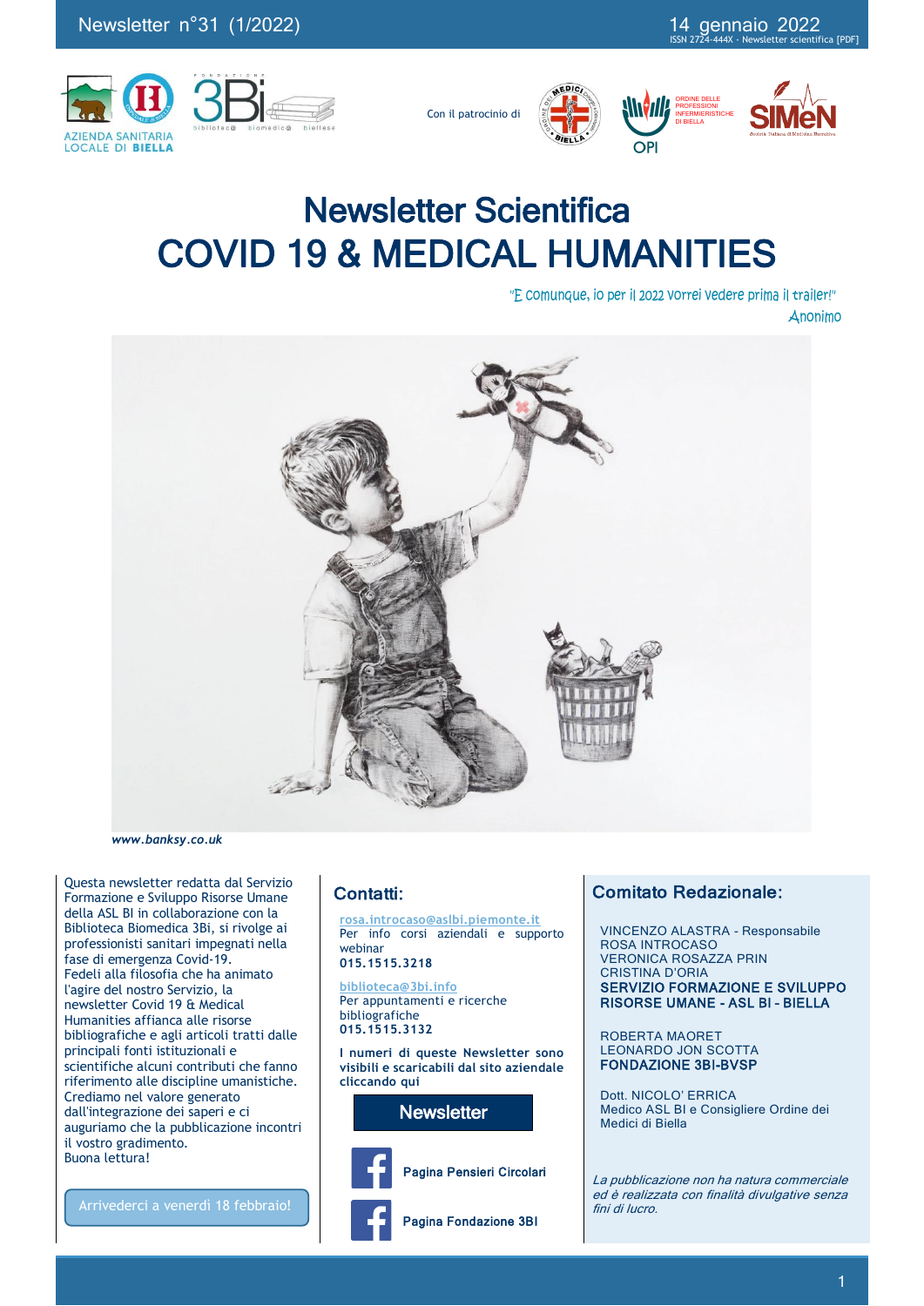Newsletter n°31 (1/2022)

14 gennaio 2022
ISSN 2724-444X - Newsletter scientifica [PDF]

AZIENDA SANITARIA LOCALE DI BIELLA

Con il patrocinio di

# Newsletter Scientifica
# COVID 19 & MEDICAL HUMANITIES

"E comunque, io per il 2022 vorrei vedere prima il trailer!"
*Anonimo*

***www.banksy.co.uk***

Questa newsletter redatta dal Servizio Formazione e Sviluppo Risorse Umane della ASL BI in collaborazione con la Biblioteca Biomedica 3Bi, si rivolge ai professionisti sanitari impegnati nella fase di emergenza Covid-19.
Fedeli alla filosofia che ha animato l'agire del nostro Servizio, la newsletter Covid 19 & Medical Humanities affianca alle risorse bibliografiche e agli articoli tratti dalle principali fonti istituzionali e scientifiche alcuni contributi che fanno riferimento alle discipline umanistiche. Crediamo nel valore generato dall'integrazione dei saperi e ci auguriamo che la pubblicazione incontri il vostro gradimento.
Buona lettura!

Arrivederci a venerdì 18 febbraio!

## Contatti:

rosa.introcaso@aslbi.piemonte.it
Per info corsi aziendali e supporto webinar
**015.1515.3218**

biblioteca@3bi.info
Per appuntamenti e ricerche bibliografiche
**015.1515.3132**

**I numeri di queste Newsletter sono visibili e scaricabili dal sito aziendale cliccando qui**

**Newsletter**

**Pagina Pensieri Circolari**

**Pagina Fondazione 3BI**

## Comitato Redazionale:

VINCENZO ALASTRA - Responsabile
ROSA INTROCASO
VERONICA ROSAZZA PRIN
CRISTINA D'ORIA
**SERVIZIO FORMAZIONE E SVILUPPO RISORSE UMANE - ASL BI - BIELLA**

ROBERTA MAORET
LEONARDO JON SCOTTA
**FONDAZIONE 3BI-BVSP**

Dott. NICOLO' ERRICA
Medico ASL BI e Consigliere Ordine dei Medici di Biella

*La pubblicazione non ha natura commerciale ed è realizzata con finalità divulgative senza fini di lucro.*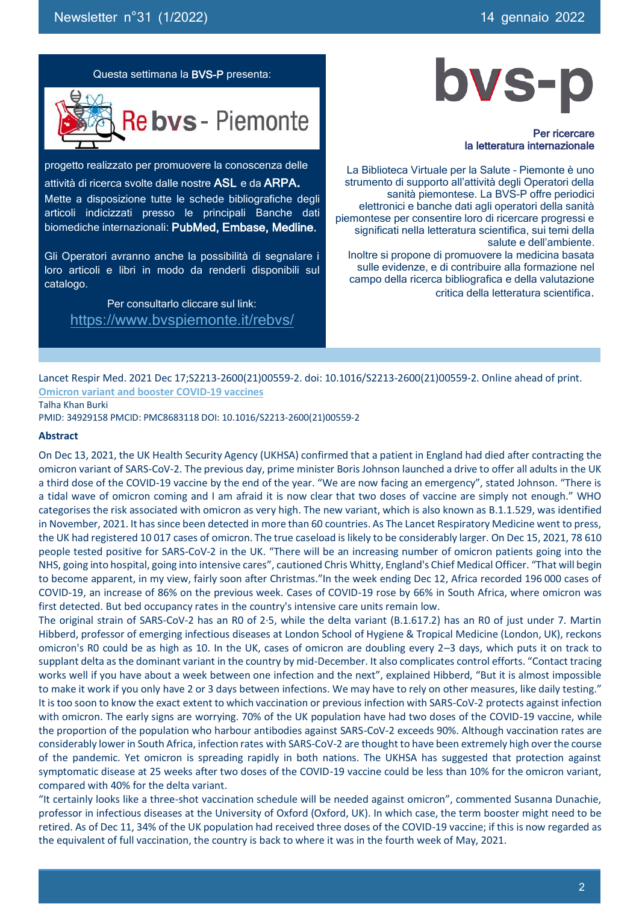Questa settimana la **BVS-P** presenta:

**Re bvs - Piemonte**

progetto realizzato per promuovere la conoscenza delle attività di ricerca svolte dalle nostre **ASL** e da **ARPA.** Mette a disposizione tutte le schede bibliografiche degli articoli indicizzati presso le principali Banche dati biomediche internazionali: **PubMed, Embase, Medline.**

Gli Operatori avranno anche la possibilità di segnalare i loro articoli e libri in modo da renderli disponibili sul catalogo.

Per consultarlo cliccare sul link:
https://www.bvspiemonte.it/rebvs/

**bvs-p**

**Per ricercare la letteratura internazionale**

La Biblioteca Virtuale per la Salute - Piemonte è uno strumento di supporto all'attività degli Operatori della sanità piemontese. La BVS-P offre periodici elettronici e banche dati agli operatori della sanità piemontese per consentire loro di ricercare progressi e significati nella letteratura scientifica, sui temi della salute e dell'ambiente.
Inoltre si propone di promuovere la medicina basata sulle evidenze, e di contribuire alla formazione nel campo della ricerca bibliografica e della valutazione critica della letteratura scientifica.

---

Lancet Respir Med. 2021 Dec 17;S2213-2600(21)00559-2. doi: 10.1016/S2213-2600(21)00559-2. Online ahead of print.

**Omicron variant and booster COVID-19 vaccines**

Talha Khan Burki

PMID: 34929158 PMCID: PMC8683118 DOI: 10.1016/S2213-2600(21)00559-2

**Abstract**

On Dec 13, 2021, the UK Health Security Agency (UKHSA) confirmed that a patient in England had died after contracting the omicron variant of SARS-CoV-2. The previous day, prime minister Boris Johnson launched a drive to offer all adults in the UK a third dose of the COVID-19 vaccine by the end of the year. "We are now facing an emergency", stated Johnson. "There is a tidal wave of omicron coming and I am afraid it is now clear that two doses of vaccine are simply not enough." WHO categorises the risk associated with omicron as very high. The new variant, which is also known as B.1.1.529, was identified in November, 2021. It has since been detected in more than 60 countries. As The Lancet Respiratory Medicine went to press, the UK had registered 10 017 cases of omicron. The true caseload is likely to be considerably larger. On Dec 15, 2021, 78 610 people tested positive for SARS-CoV-2 in the UK. "There will be an increasing number of omicron patients going into the NHS, going into hospital, going into intensive cares", cautioned Chris Whitty, England's Chief Medical Officer. "That will begin to become apparent, in my view, fairly soon after Christmas."In the week ending Dec 12, Africa recorded 196 000 cases of COVID-19, an increase of 86% on the previous week. Cases of COVID-19 rose by 66% in South Africa, where omicron was first detected. But bed occupancy rates in the country's intensive care units remain low.

The original strain of SARS-CoV-2 has an R0 of 2·5, while the delta variant (B.1.617.2) has an R0 of just under 7. Martin Hibberd, professor of emerging infectious diseases at London School of Hygiene & Tropical Medicine (London, UK), reckons omicron's R0 could be as high as 10. In the UK, cases of omicron are doubling every 2–3 days, which puts it on track to supplant delta as the dominant variant in the country by mid-December. It also complicates control efforts. "Contact tracing works well if you have about a week between one infection and the next", explained Hibberd, "But it is almost impossible to make it work if you only have 2 or 3 days between infections. We may have to rely on other measures, like daily testing." It is too soon to know the exact extent to which vaccination or previous infection with SARS-CoV-2 protects against infection with omicron. The early signs are worrying. 70% of the UK population have had two doses of the COVID-19 vaccine, while the proportion of the population who harbour antibodies against SARS-CoV-2 exceeds 90%. Although vaccination rates are considerably lower in South Africa, infection rates with SARS-CoV-2 are thought to have been extremely high over the course of the pandemic. Yet omicron is spreading rapidly in both nations. The UKHSA has suggested that protection against symptomatic disease at 25 weeks after two doses of the COVID-19 vaccine could be less than 10% for the omicron variant, compared with 40% for the delta variant.

"It certainly looks like a three-shot vaccination schedule will be needed against omicron", commented Susanna Dunachie, professor in infectious diseases at the University of Oxford (Oxford, UK). In which case, the term booster might need to be retired. As of Dec 11, 34% of the UK population had received three doses of the COVID-19 vaccine; if this is now regarded as the equivalent of full vaccination, the country is back to where it was in the fourth week of May, 2021.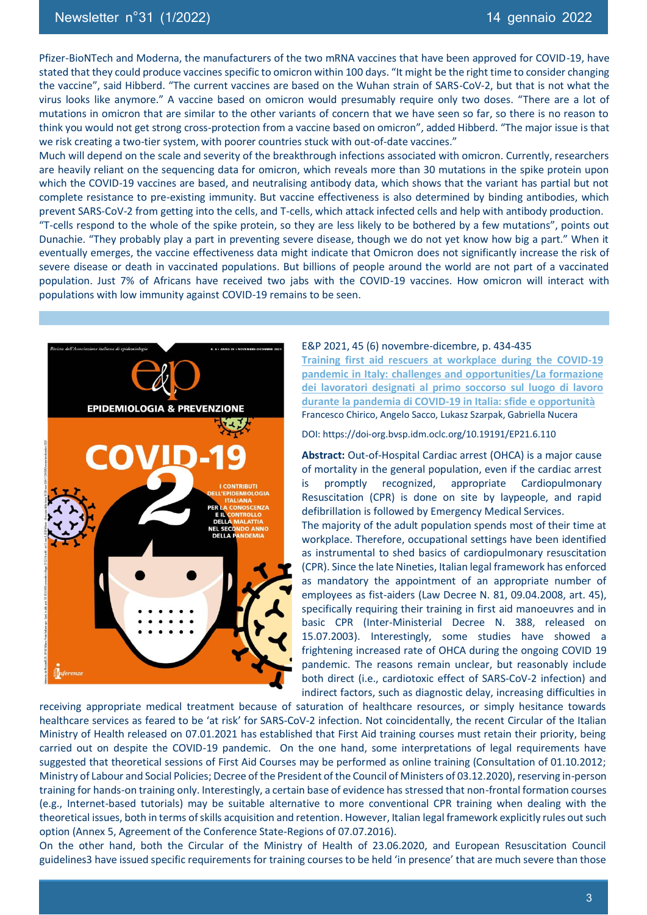Pfizer-BioNTech and Moderna, the manufacturers of the two mRNA vaccines that have been approved for COVID-19, have stated that they could produce vaccines specific to omicron within 100 days. "It might be the right time to consider changing the vaccine", said Hibberd. "The current vaccines are based on the Wuhan strain of SARS-CoV-2, but that is not what the virus looks like anymore." A vaccine based on omicron would presumably require only two doses. "There are a lot of mutations in omicron that are similar to the other variants of concern that we have seen so far, so there is no reason to think you would not get strong cross-protection from a vaccine based on omicron", added Hibberd. "The major issue is that we risk creating a two-tier system, with poorer countries stuck with out-of-date vaccines."

Much will depend on the scale and severity of the breakthrough infections associated with omicron. Currently, researchers are heavily reliant on the sequencing data for omicron, which reveals more than 30 mutations in the spike protein upon which the COVID-19 vaccines are based, and neutralising antibody data, which shows that the variant has partial but not complete resistance to pre-existing immunity. But vaccine effectiveness is also determined by binding antibodies, which prevent SARS-CoV-2 from getting into the cells, and T-cells, which attack infected cells and help with antibody production.

"T-cells respond to the whole of the spike protein, so they are less likely to be bothered by a few mutations", points out Dunachie. "They probably play a part in preventing severe disease, though we do not yet know how big a part." When it eventually emerges, the vaccine effectiveness data might indicate that Omicron does not significantly increase the risk of severe disease or death in vaccinated populations. But billions of people around the world are not part of a vaccinated population. Just 7% of Africans have received two jabs with the COVID-19 vaccines. How omicron will interact with populations with low immunity against COVID-19 remains to be seen.

---

E&P 2021, 45 (6) novembre-dicembre, p. 434-435

**Training first aid rescuers at workplace during the COVID-19 pandemic in Italy: challenges and opportunities/La formazione dei lavoratori designati al primo soccorso sul luogo di lavoro durante la pandemia di COVID-19 in Italia: sfide e opportunità**

Francesco Chirico, Angelo Sacco, Lukasz Szarpak, Gabriella Nucera

DOI: https://doi-org.bvsp.idm.oclc.org/10.19191/EP21.6.110

**Abstract:** Out-of-Hospital Cardiac arrest (OHCA) is a major cause of mortality in the general population, even if the cardiac arrest is promptly recognized, appropriate Cardiopulmonary Resuscitation (CPR) is done on site by laypeople, and rapid defibrillation is followed by Emergency Medical Services.

The majority of the adult population spends most of their time at workplace. Therefore, occupational settings have been identified as instrumental to shed basics of cardiopulmonary resuscitation (CPR). Since the late Nineties, Italian legal framework has enforced as mandatory the appointment of an appropriate number of employees as fist-aiders (Law Decree N. 81, 09.04.2008, art. 45), specifically requiring their training in first aid manoeuvres and in basic CPR (Inter-Ministerial Decree N. 388, released on 15.07.2003). Interestingly, some studies have showed a frightening increased rate of OHCA during the ongoing COVID 19 pandemic. The reasons remain unclear, but reasonably include both direct (i.e., cardiotoxic effect of SARS-CoV-2 infection) and indirect factors, such as diagnostic delay, increasing difficulties in receiving appropriate medical treatment because of saturation of healthcare resources, or simply hesitance towards healthcare services as feared to be 'at risk' for SARS-CoV-2 infection. Not coincidentally, the recent Circular of the Italian Ministry of Health released on 07.01.2021 has established that First Aid training courses must retain their priority, being carried out on despite the COVID-19 pandemic. On the one hand, some interpretations of legal requirements have suggested that theoretical sessions of First Aid Courses may be performed as online training (Consultation of 01.10.2012; Ministry of Labour and Social Policies; Decree of the President of the Council of Ministers of 03.12.2020), reserving in-person training for hands-on training only. Interestingly, a certain base of evidence has stressed that non-frontal formation courses (e.g., Internet-based tutorials) may be suitable alternative to more conventional CPR training when dealing with the theoretical issues, both in terms of skills acquisition and retention. However, Italian legal framework explicitly rules out such option (Annex 5, Agreement of the Conference State-Regions of 07.07.2016).

On the other hand, both the Circular of the Ministry of Health of 23.06.2020, and European Resuscitation Council guidelines3 have issued specific requirements for training courses to be held 'in presence' that are much severe than those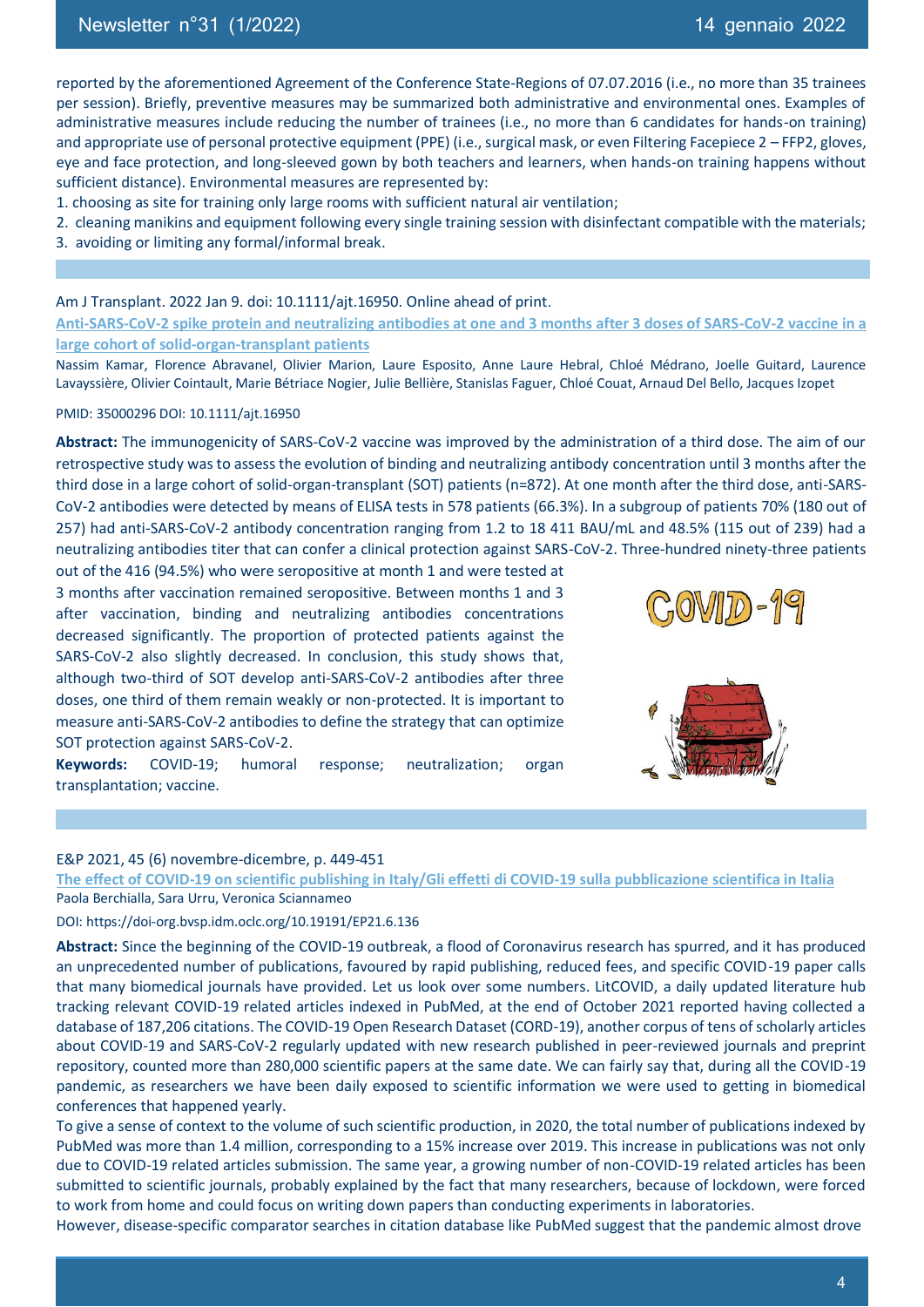reported by the aforementioned Agreement of the Conference State-Regions of 07.07.2016 (i.e., no more than 35 trainees per session). Briefly, preventive measures may be summarized both administrative and environmental ones. Examples of administrative measures include reducing the number of trainees (i.e., no more than 6 candidates for hands-on training) and appropriate use of personal protective equipment (PPE) (i.e., surgical mask, or even Filtering Facepiece 2 – FFP2, gloves, eye and face protection, and long-sleeved gown by both teachers and learners, when hands-on training happens without sufficient distance). Environmental measures are represented by:

1. choosing as site for training only large rooms with sufficient natural air ventilation;
2. cleaning manikins and equipment following every single training session with disinfectant compatible with the materials;
3. avoiding or limiting any formal/informal break.

---

Am J Transplant. 2022 Jan 9. doi: 10.1111/ajt.16950. Online ahead of print.

**Anti-SARS-CoV-2 spike protein and neutralizing antibodies at one and 3 months after 3 doses of SARS-CoV-2 vaccine in a large cohort of solid-organ-transplant patients**

Nassim Kamar, Florence Abravanel, Olivier Marion, Laure Esposito, Anne Laure Hebral, Chloé Médrano, Joelle Guitard, Laurence Lavayssière, Olivier Cointault, Marie Bétriace Nogier, Julie Bellière, Stanislas Faguer, Chloé Couat, Arnaud Del Bello, Jacques Izopet

PMID: 35000296 DOI: 10.1111/ajt.16950

**Abstract:** The immunogenicity of SARS-CoV-2 vaccine was improved by the administration of a third dose. The aim of our retrospective study was to assess the evolution of binding and neutralizing antibody concentration until 3 months after the third dose in a large cohort of solid-organ-transplant (SOT) patients (n=872). At one month after the third dose, anti-SARS-CoV-2 antibodies were detected by means of ELISA tests in 578 patients (66.3%). In a subgroup of patients 70% (180 out of 257) had anti-SARS-CoV-2 antibody concentration ranging from 1.2 to 18 411 BAU/mL and 48.5% (115 out of 239) had a neutralizing antibodies titer that can confer a clinical protection against SARS-CoV-2. Three-hundred ninety-three patients out of the 416 (94.5%) who were seropositive at month 1 and were tested at 3 months after vaccination remained seropositive. Between months 1 and 3 after vaccination, binding and neutralizing antibodies concentrations decreased significantly. The proportion of protected patients against the SARS-CoV-2 also slightly decreased. In conclusion, this study shows that, although two-third of SOT develop anti-SARS-CoV-2 antibodies after three doses, one third of them remain weakly or non-protected. It is important to measure anti-SARS-CoV-2 antibodies to define the strategy that can optimize SOT protection against SARS-CoV-2.

**Keywords:** COVID-19; humoral response; neutralization; organ transplantation; vaccine.

---

E&P 2021, 45 (6) novembre-dicembre, p. 449-451

**The effect of COVID-19 on scientific publishing in Italy/Gli effetti di COVID-19 sulla pubblicazione scientifica in Italia**

Paola Berchialla, Sara Urru, Veronica Sciannameo

DOI: https://doi-org.bvsp.idm.oclc.org/10.19191/EP21.6.136

**Abstract:** Since the beginning of the COVID-19 outbreak, a flood of Coronavirus research has spurred, and it has produced an unprecedented number of publications, favoured by rapid publishing, reduced fees, and specific COVID-19 paper calls that many biomedical journals have provided. Let us look over some numbers. LitCOVID, a daily updated literature hub tracking relevant COVID-19 related articles indexed in PubMed, at the end of October 2021 reported having collected a database of 187,206 citations. The COVID-19 Open Research Dataset (CORD-19), another corpus of tens of scholarly articles about COVID-19 and SARS-CoV-2 regularly updated with new research published in peer-reviewed journals and preprint repository, counted more than 280,000 scientific papers at the same date. We can fairly say that, during all the COVID-19 pandemic, as researchers we have been daily exposed to scientific information we were used to getting in biomedical conferences that happened yearly.

To give a sense of context to the volume of such scientific production, in 2020, the total number of publications indexed by PubMed was more than 1.4 million, corresponding to a 15% increase over 2019. This increase in publications was not only due to COVID-19 related articles submission. The same year, a growing number of non-COVID-19 related articles has been submitted to scientific journals, probably explained by the fact that many researchers, because of lockdown, were forced to work from home and could focus on writing down papers than conducting experiments in laboratories.

However, disease-specific comparator searches in citation database like PubMed suggest that the pandemic almost drove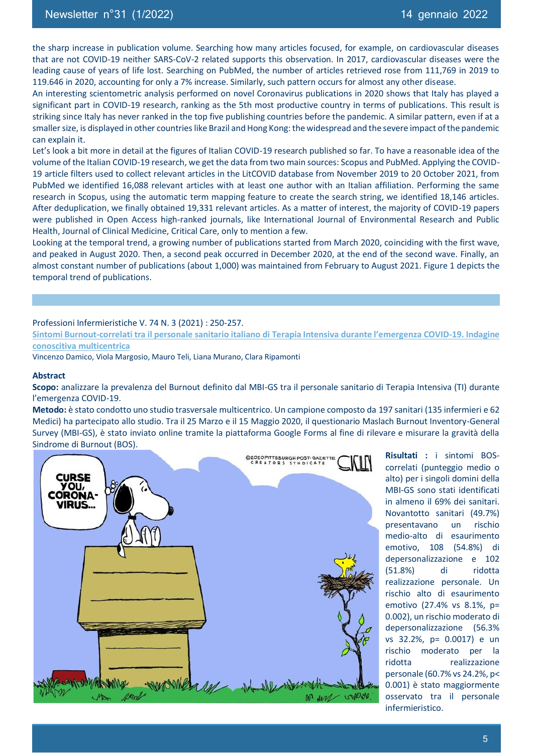the sharp increase in publication volume. Searching how many articles focused, for example, on cardiovascular diseases that are not COVID-19 neither SARS-CoV-2 related supports this observation. In 2017, cardiovascular diseases were the leading cause of years of life lost. Searching on PubMed, the number of articles retrieved rose from 111,769 in 2019 to 119.646 in 2020, accounting for only a 7% increase. Similarly, such pattern occurs for almost any other disease.

An interesting scientometric analysis performed on novel Coronavirus publications in 2020 shows that Italy has played a significant part in COVID-19 research, ranking as the 5th most productive country in terms of publications. This result is striking since Italy has never ranked in the top five publishing countries before the pandemic. A similar pattern, even if at a smaller size, is displayed in other countries like Brazil and Hong Kong: the widespread and the severe impact of the pandemic can explain it.

Let's look a bit more in detail at the figures of Italian COVID-19 research published so far. To have a reasonable idea of the volume of the Italian COVID-19 research, we get the data from two main sources: Scopus and PubMed. Applying the COVID-19 article filters used to collect relevant articles in the LitCOVID database from November 2019 to 20 October 2021, from PubMed we identified 16,088 relevant articles with at least one author with an Italian affiliation. Performing the same research in Scopus, using the automatic term mapping feature to create the search string, we identified 18,146 articles. After deduplication, we finally obtained 19,331 relevant articles. As a matter of interest, the majority of COVID-19 papers were published in Open Access high-ranked journals, like International Journal of Environmental Research and Public Health, Journal of Clinical Medicine, Critical Care, only to mention a few.

Looking at the temporal trend, a growing number of publications started from March 2020, coinciding with the first wave, and peaked in August 2020. Then, a second peak occurred in December 2020, at the end of the second wave. Finally, an almost constant number of publications (about 1,000) was maintained from February to August 2021. Figure 1 depicts the temporal trend of publications.

---

Professioni Infermieristiche V. 74 N. 3 (2021) : 250-257.

**Sintomi Burnout-correlati tra il personale sanitario italiano di Terapia Intensiva durante l'emergenza COVID-19. Indagine conoscitiva multicentrica**

Vincenzo Damico, Viola Margosio, Mauro Teli, Liana Murano, Clara Ripamonti

**Abstract**

**Scopo:** analizzare la prevalenza del Burnout definito dal MBI-GS tra il personale sanitario di Terapia Intensiva (TI) durante l'emergenza COVID-19.

**Metodo:** è stato condotto uno studio trasversale multicentrico. Un campione composto da 197 sanitari (135 infermieri e 62 Medici) ha partecipato allo studio. Tra il 25 Marzo e il 15 Maggio 2020, il questionario Maslach Burnout Inventory-General Survey (MBI-GS), è stato inviato online tramite la piattaforma Google Forms al fine di rilevare e misurare la gravità della Sindrome di Burnout (BOS).

**Risultati :** i sintomi BOS-correlati (punteggio medio o alto) per i singoli domini della MBI-GS sono stati identificati in almeno il 69% dei sanitari. Novantotto sanitari (49.7%) presentavano un rischio medio-alto di esaurimento emotivo, 108 (54.8%) di depersonalizzazione e 102 (51.8%) di ridotta realizzazione personale. Un rischio alto di esaurimento emotivo (27.4% vs 8.1%, $p= 0.002$), un rischio moderato di depersonalizzazione (56.3% vs 32.2%, $p= 0.0017$) e un rischio moderato per la ridotta realizzazione personale (60.7% vs 24.2%, $p< 0.001$) è stato maggiormente osservato tra il personale infermieristico.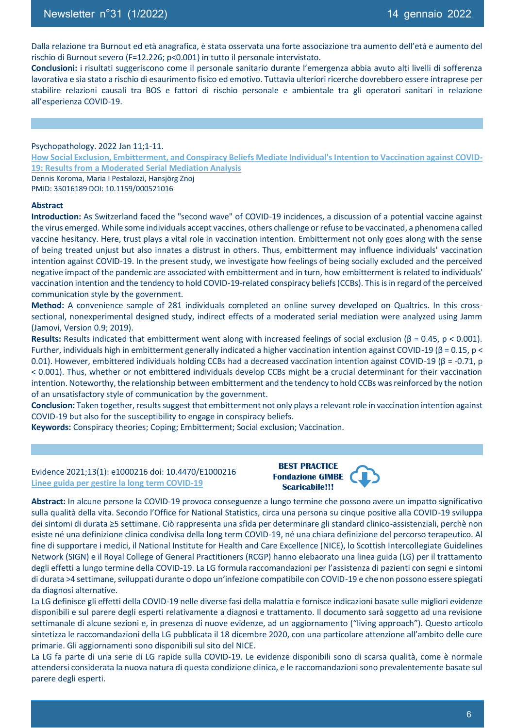Dalla relazione tra Burnout ed età anagrafica, è stata osservata una forte associazione tra aumento dell'età e aumento del rischio di Burnout severo ($F=12.226$; $p<0.001$) in tutto il personale intervistato.

**Conclusioni:** i risultati suggeriscono come il personale sanitario durante l'emergenza abbia avuto alti livelli di sofferenza lavorativa e sia stato a rischio di esaurimento fisico ed emotivo. Tuttavia ulteriori ricerche dovrebbero essere intraprese per stabilire relazioni causali tra BOS e fattori di rischio personale e ambientale tra gli operatori sanitari in relazione all'esperienza COVID-19.

---

Psychopathology. 2022 Jan 11;1-11.

**How Social Exclusion, Embitterment, and Conspiracy Beliefs Mediate Individual's Intention to Vaccination against COVID-19: Results from a Moderated Serial Mediation Analysis**

Dennis Koroma, Maria I Pestalozzi, Hansjörg Znoj

PMID: 35016189 DOI: 10.1159/000521016

**Abstract**

**Introduction:** As Switzerland faced the "second wave" of COVID-19 incidences, a discussion of a potential vaccine against the virus emerged. While some individuals accept vaccines, others challenge or refuse to be vaccinated, a phenomena called vaccine hesitancy. Here, trust plays a vital role in vaccination intention. Embitterment not only goes along with the sense of being treated unjust but also innates a distrust in others. Thus, embitterment may influence individuals' vaccination intention against COVID-19. In the present study, we investigate how feelings of being socially excluded and the perceived negative impact of the pandemic are associated with embitterment and in turn, how embitterment is related to individuals' vaccination intention and the tendency to hold COVID-19-related conspiracy beliefs (CCBs). This is in regard of the perceived communication style by the government.

**Method:** A convenience sample of 281 individuals completed an online survey developed on Qualtrics. In this cross-sectional, nonexperimental designed study, indirect effects of a moderated serial mediation were analyzed using Jamm (Jamovi, Version 0.9; 2019).

**Results:** Results indicated that embitterment went along with increased feelings of social exclusion ($\beta = 0.45$, $p < 0.001$). Further, individuals high in embitterment generally indicated a higher vaccination intention against COVID-19 ($\beta = 0.15$, $p < 0.01$). However, embittered individuals holding CCBs had a decreased vaccination intention against COVID-19 ($\beta = -0.71$, $p < 0.001$). Thus, whether or not embittered individuals develop CCBs might be a crucial determinant for their vaccination intention. Noteworthy, the relationship between embitterment and the tendency to hold CCBs was reinforced by the notion of an unsatisfactory style of communication by the government.

**Conclusion:** Taken together, results suggest that embitterment not only plays a relevant role in vaccination intention against COVID-19 but also for the susceptibility to engage in conspiracy beliefs.

**Keywords:** Conspiracy theories; Coping; Embitterment; Social exclusion; Vaccination.

---

Evidence 2021;13(1): e1000216 doi: 10.4470/E1000216

**Linee guida per gestire la long term COVID-19**

**BEST PRACTICE**
**Fondazione GIMBE**
**Scaricabile!!!**

**Abstract:** In alcune persone la COVID-19 provoca conseguenze a lungo termine che possono avere un impatto significativo sulla qualità della vita. Secondo l'Office for National Statistics, circa una persona su cinque positive alla COVID-19 sviluppa dei sintomi di durata ≥5 settimane. Ciò rappresenta una sfida per determinare gli standard clinico-assistenziali, perchè non esiste né una definizione clinica condivisa della long term COVID-19, né una chiara definizione del percorso terapeutico. Al fine di supportare i medici, il National Institute for Health and Care Excellence (NICE), lo Scottish Intercollegiate Guidelines Network (SIGN) e il Royal College of General Practitioners (RCGP) hanno elebaorato una linea guida (LG) per il trattamento degli effetti a lungo termine della COVID-19. La LG formula raccomandazioni per l'assistenza di pazienti con segni e sintomi di durata >4 settimane, sviluppati durante o dopo un'infezione compatibile con COVID-19 e che non possono essere spiegati da diagnosi alternative.

La LG definisce gli effetti della COVID-19 nelle diverse fasi della malattia e fornisce indicazioni basate sulle migliori evidenze disponibili e sul parere degli esperti relativamente a diagnosi e trattamento. Il documento sarà soggetto ad una revisione settimanale di alcune sezioni e, in presenza di nuove evidenze, ad un aggiornamento ("living approach"). Questo articolo sintetizza le raccomandazioni della LG pubblicata il 18 dicembre 2020, con una particolare attenzione all'ambito delle cure primarie. Gli aggiornamenti sono disponibili sul sito del NICE.

La LG fa parte di una serie di LG rapide sulla COVID-19. Le evidenze disponibili sono di scarsa qualità, come è normale attendersi considerata la nuova natura di questa condizione clinica, e le raccomandazioni sono prevalentemente basate sul parere degli esperti.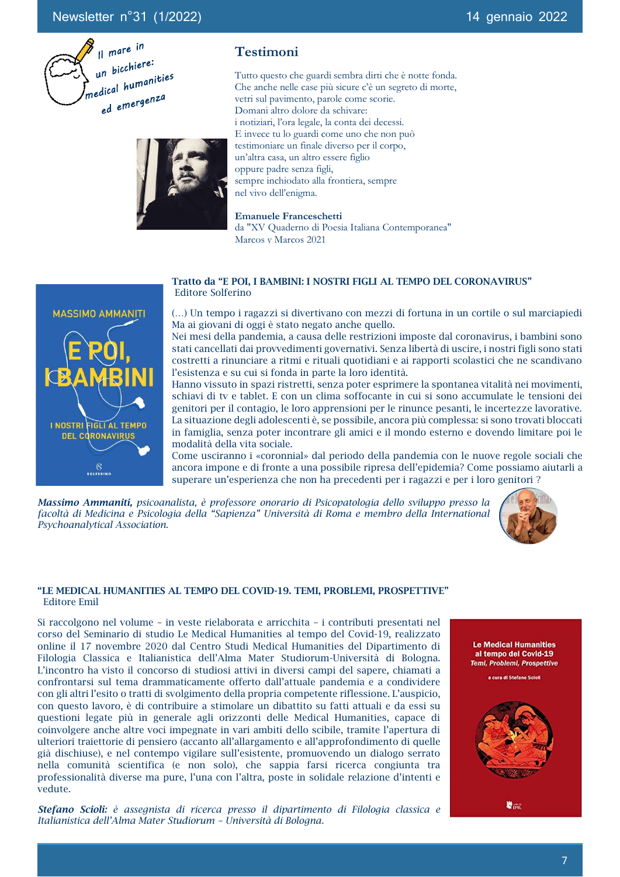Il mare in un bicchiere: medical humanities ed emergenza

## Testimoni

Tutto questo che guardi sembra dirti che è notte fonda.
Che anche nelle case più sicure c'è un segreto di morte,
vetri sul pavimento, parole come scorie.
Domani altro dolore da schivare:
i notiziari, l'ora legale, la conta dei decessi.
E invece tu lo guardi come uno che non può
testimoniare un finale diverso per il corpo,
un'altra casa, un altro essere figlio
oppure padre senza figli,
sempre inchiodato alla frontiera, sempre
nel vivo dell'enigma.

**Emanuele Franceschetti**
da "XV Quaderno di Poesia Italiana Contemporanea"
Marcos y Marcos 2021

**Tratto da "E POI, I BAMBINI: I NOSTRI FIGLI AL TEMPO DEL CORONAVIRUS"**
Editore Solferino

(…) Un tempo i ragazzi si divertivano con mezzi di fortuna in un cortile o sul marciapiedi Ma ai giovani di oggi è stato negato anche quello.
Nei mesi della pandemia, a causa delle restrizioni imposte dal coronavirus, i bambini sono stati cancellati dai provvedimenti governativi. Senza libertà di uscire, i nostri figli sono stati costretti a rinunciare a ritmi e rituali quotidiani e ai rapporti scolastici che ne scandivano l'esistenza e su cui si fonda in parte la loro identità.
Hanno vissuto in spazi ristretti, senza poter esprimere la spontanea vitalità nei movimenti, schiavi di tv e tablet. E con un clima soffocante in cui si sono accumulate le tensioni dei genitori per il contagio, le loro apprensioni per le rinunce pesanti, le incertezze lavorative.
La situazione degli adolescenti è, se possibile, ancora più complessa: si sono trovati bloccati in famiglia, senza poter incontrare gli amici e il mondo esterno e dovendo limitare poi le modalità della vita sociale.
Come usciranno i «coronnial» dal periodo della pandemia con le nuove regole sociali che ancora impone e di fronte a una possibile ripresa dell'epidemia? Come possiamo aiutarli a superare un'esperienza che non ha precedenti per i ragazzi e per i loro genitori ?

***Massimo Ammaniti,*** *psicoanalista, è professore onorario di Psicopatologia dello sviluppo presso la facoltà di Medicina e Psicologia della "Sapienza" Università di Roma e membro della International Psychoanalytical Association.*

**"LE MEDICAL HUMANITIES AL TEMPO DEL COVID-19. TEMI, PROBLEMI, PROSPETTIVE"**
Editore Emil

Si raccolgono nel volume – in veste rielaborata e arricchita – i contributi presentati nel corso del Seminario di studio Le Medical Humanities al tempo del Covid-19, realizzato online il 17 novembre 2020 dal Centro Studi Medical Humanities del Dipartimento di Filologia Classica e Italianistica dell'Alma Mater Studiorum-Università di Bologna. L'incontro ha visto il concorso di studiosi attivi in diversi campi del sapere, chiamati a confrontarsi sul tema drammaticamente offerto dall'attuale pandemia e a condividere con gli altri l'esito o tratti di svolgimento della propria competente riflessione. L'auspicio, con questo lavoro, è di contribuire a stimolare un dibattito su fatti attuali e da essi su questioni legate più in generale agli orizzonti delle Medical Humanities, capace di coinvolgere anche altre voci impegnate in vari ambiti dello scibile, tramite l'apertura di ulteriori traiettorie di pensiero (accanto all'allargamento e all'approfondimento di quelle già dischiuse), e nel contempo vigilare sull'esistente, promuovendo un dialogo serrato nella comunità scientifica (e non solo), che sappia farsi ricerca congiunta tra professionalità diverse ma pure, l'una con l'altra, poste in solidale relazione d'intenti e vedute.

***Stefano Scioli:*** *è assegnista di ricerca presso il dipartimento di Filologia classica e Italianistica dell'Alma Mater Studiorum – Università di Bologna.*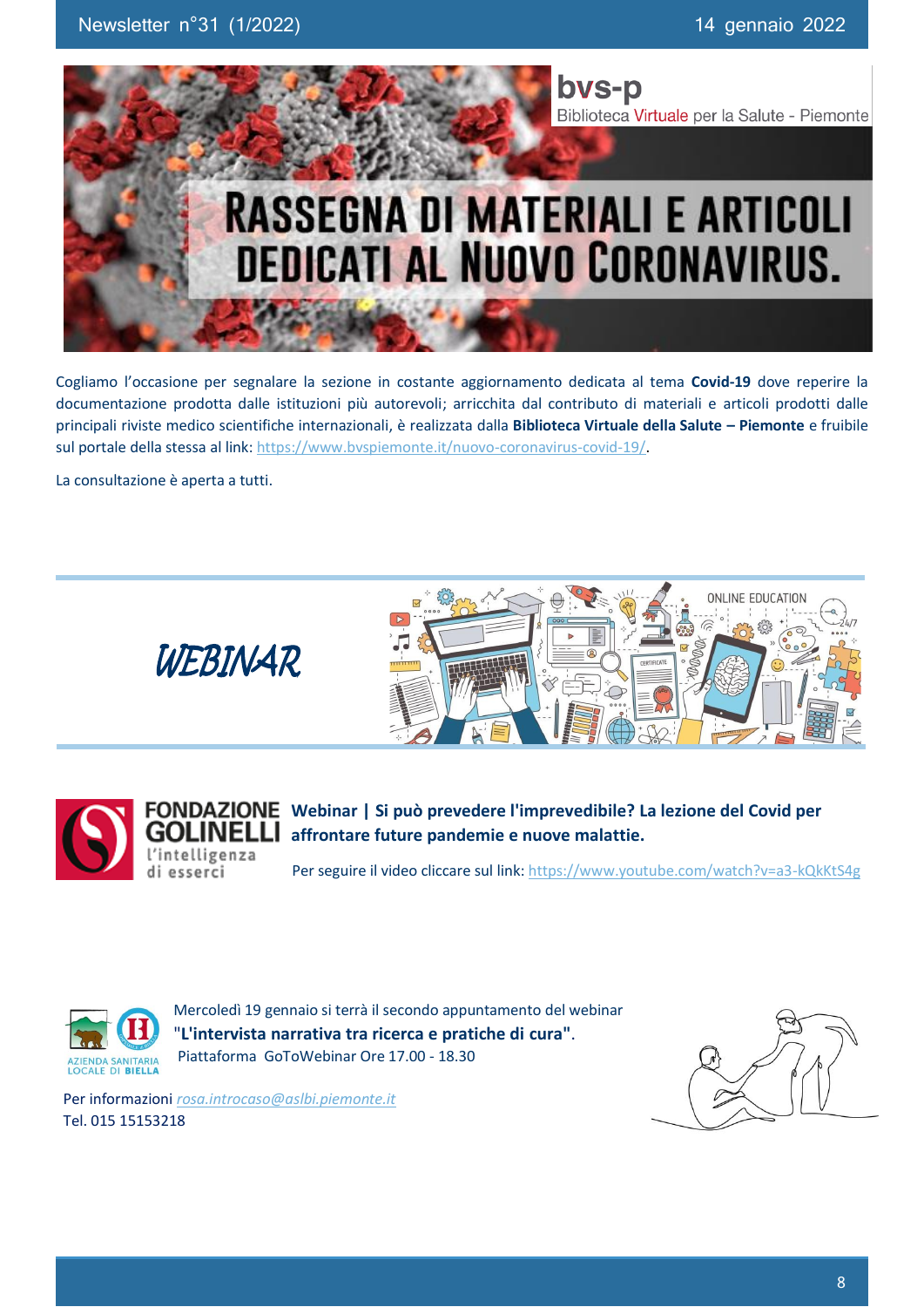# RASSEGNA DI MATERIALI E ARTICOLI DEDICATI AL NUOVO CORONAVIRUS.

Cogliamo l'occasione per segnalare la sezione in costante aggiornamento dedicata al tema **Covid-19** dove reperire la documentazione prodotta dalle istituzioni più autorevoli; arricchita dal contributo di materiali e articoli prodotti dalle principali riviste medico scientifiche internazionali, è realizzata dalla **Biblioteca Virtuale della Salute – Piemonte** e fruibile sul portale della stessa al link: https://www.bvspiemonte.it/nuovo-coronavirus-covid-19/.

La consultazione è aperta a tutti.

## *WEBINAR*

**Webinar | Si può prevedere l'imprevedibile? La lezione del Covid per affrontare future pandemie e nuove malattie.**

Per seguire il video cliccare sul link: https://www.youtube.com/watch?v=a3-kQkKtS4g

Mercoledì 19 gennaio si terrà il secondo appuntamento del webinar "**L'intervista narrativa tra ricerca e pratiche di cura"**.
Piattaforma GoToWebinar Ore 17.00 - 18.30

Per informazioni *rosa.introcaso@aslbi.piemonte.it*
Tel. 015 15153218